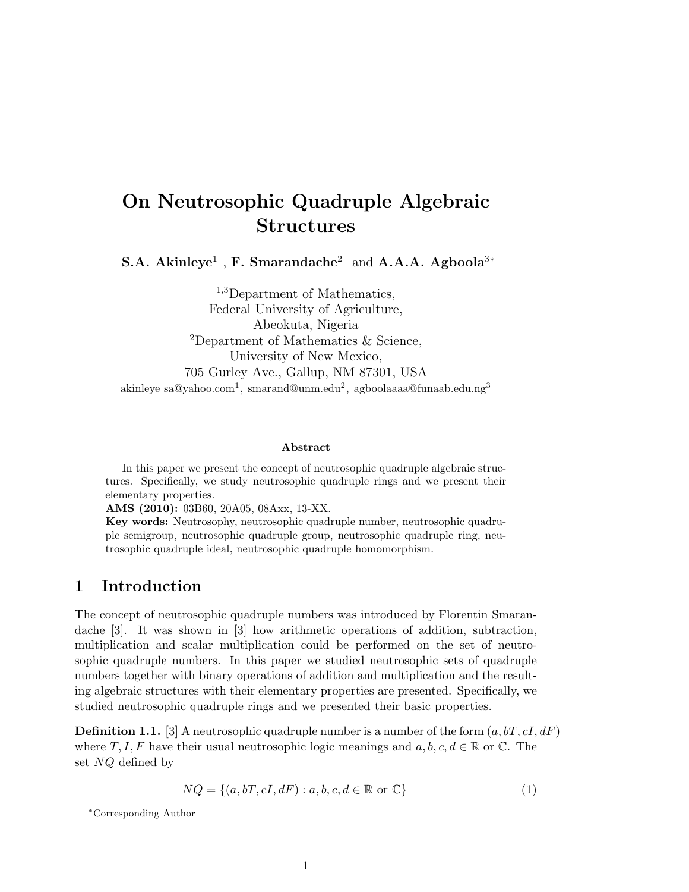# On Neutrosophic Quadruple Algebraic Structures

**S.A. Akinleye**[1] , **F. Smarandache**[2] and **A.A.A. Agboola**[3*]

[1,3]Department of Mathematics,
Federal University of Agriculture,
Abeokuta, Nigeria
[2]Department of Mathematics & Science,
University of New Mexico,
705 Gurley Ave., Gallup, NM 87301, USA
akinleye_sa@yahoo.com[1], smarand@unm.edu[2], agboolaaaa@funaab.edu.ng[3]

### Abstract

In this paper we present the concept of neutrosophic quadruple algebraic structures. Specifically, we study neutrosophic quadruple rings and we present their elementary properties.

**AMS (2010):** 03B60, 20A05, 08Axx, 13-XX.

**Key words:** Neutrosophy, neutrosophic quadruple number, neutrosophic quadruple semigroup, neutrosophic quadruple group, neutrosophic quadruple ring, neutrosophic quadruple ideal, neutrosophic quadruple homomorphism.

## 1 Introduction

The concept of neutrosophic quadruple numbers was introduced by Florentin Smarandache [3]. It was shown in [3] how arithmetic operations of addition, subtraction, multiplication and scalar multiplication could be performed on the set of neutrosophic quadruple numbers. In this paper we studied neutrosophic sets of quadruple numbers together with binary operations of addition and multiplication and the resulting algebraic structures with their elementary properties are presented. Specifically, we studied neutrosophic quadruple rings and we presented their basic properties.

**Definition 1.1.** [3] A neutrosophic quadruple number is a number of the form $(a, bT, cI, dF)$ where $T, I, F$ have their usual neutrosophic logic meanings and $a, b, c, d \in \mathbb{R}$ or $\mathbb{C}$. The set $NQ$ defined by

$$NQ = \{(a, bT, cI, dF) : a, b, c, d \in \mathbb{R} \text{ or } \mathbb{C}\} \tag{1}$$

*Corresponding Author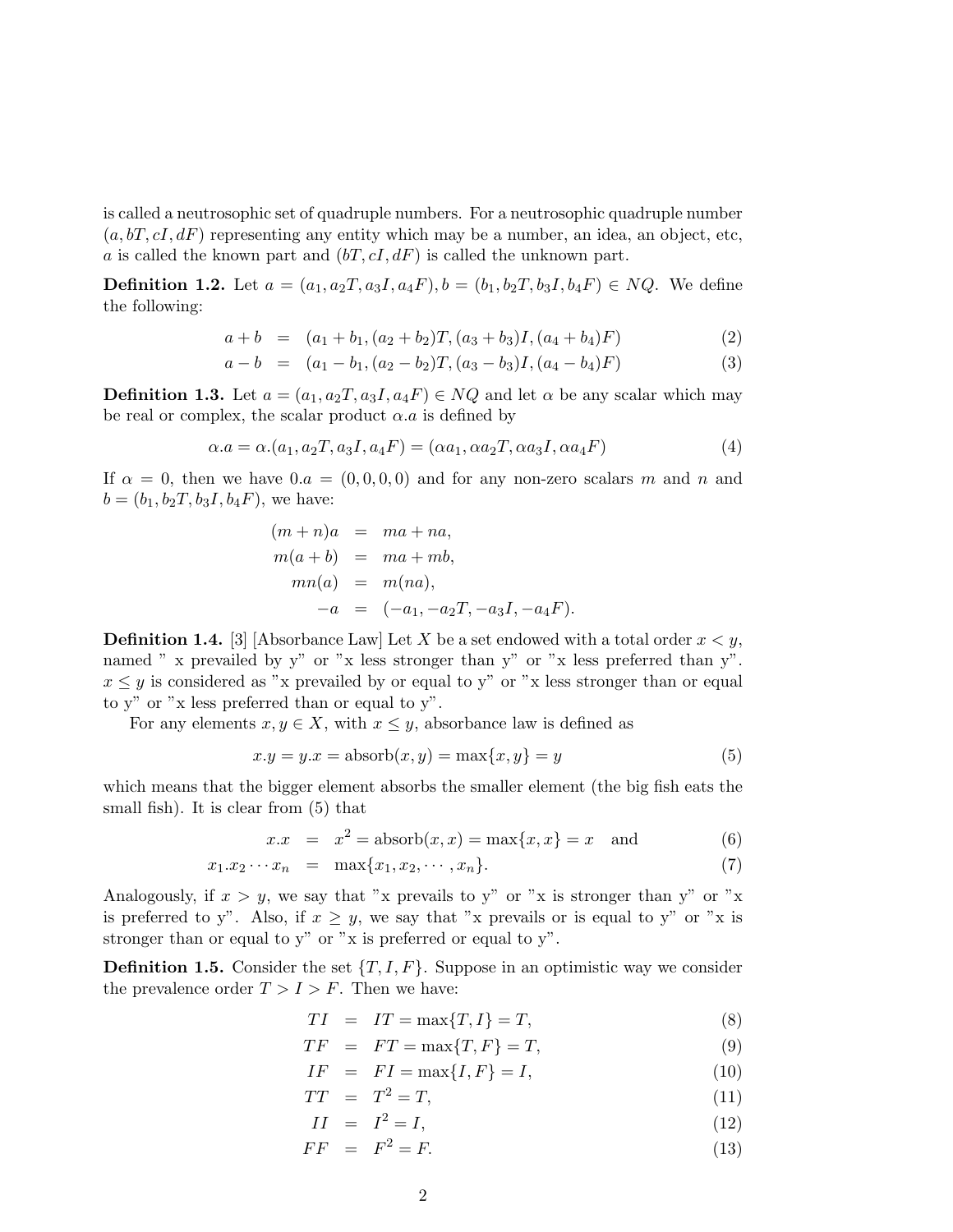is called a neutrosophic set of quadruple numbers. For a neutrosophic quadruple number $(a, bT, cI, dF)$ representing any entity which may be a number, an idea, an object, etc, $a$ is called the known part and $(bT, cI, dF)$ is called the unknown part.

**Definition 1.2.** Let $a = (a_1, a_2T, a_3I, a_4F), b = (b_1, b_2T, b_3I, b_4F) \in NQ$. We define the following:

$$a + b = (a_1 + b_1, (a_2 + b_2)T, (a_3 + b_3)I, (a_4 + b_4)F) \tag{2}$$

$$a - b = (a_1 - b_1, (a_2 - b_2)T, (a_3 - b_3)I, (a_4 - b_4)F) \tag{3}$$

**Definition 1.3.** Let $a = (a_1, a_2T, a_3I, a_4F) \in NQ$ and let $\alpha$ be any scalar which may be real or complex, the scalar product $\alpha.a$ is defined by

$$\alpha.a = \alpha.(a_1, a_2T, a_3I, a_4F) = (\alpha a_1, \alpha a_2T, \alpha a_3I, \alpha a_4F) \tag{4}$$

If $\alpha = 0$, then we have $0.a = (0, 0, 0, 0)$ and for any non-zero scalars $m$ and $n$ and $b = (b_1, b_2T, b_3I, b_4F)$, we have:

$$\begin{aligned} (m + n)a &= ma + na, \\ m(a + b) &= ma + mb, \\ mn(a) &= m(na), \\ -a &= (-a_1, -a_2T, -a_3I, -a_4F). \end{aligned}$$

**Definition 1.4.** [3] [Absorbance Law] Let $X$ be a set endowed with a total order $x < y$, named " x prevailed by y" or "x less stronger than y" or "x less preferred than y". $x \leq y$ is considered as "x prevailed by or equal to y" or "x less stronger than or equal to y" or "x less preferred than or equal to y".

For any elements $x, y \in X$, with $x \leq y$, absorbance law is defined as

$$x.y = y.x = \text{absorb}(x, y) = \max\{x, y\} = y \tag{5}$$

which means that the bigger element absorbs the smaller element (the big fish eats the small fish). It is clear from (5) that

$$x.x = x^2 = \text{absorb}(x, x) = \max\{x, x\} = x \quad \text{and} \tag{6}$$

$$x_1.x_2 \cdots x_n = \max\{x_1, x_2, \cdots, x_n\}. \tag{7}$$

Analogously, if $x > y$, we say that "x prevails to y" or "x is stronger than y" or "x is preferred to y". Also, if $x \geq y$, we say that "x prevails or is equal to y" or "x is stronger than or equal to y" or "x is preferred or equal to y".

**Definition 1.5.** Consider the set $\{T, I, F\}$. Suppose in an optimistic way we consider the prevalence order $T > I > F$. Then we have:

$$TI = IT = \max\{T, I\} = T, \tag{8}$$

$$TF = FT = \max\{T, F\} = T, \tag{9}$$

$$IF = FI = \max\{I, F\} = I, \tag{10}$$

$$TT = T^2 = T, \tag{11}$$

$$II = I^2 = I, \tag{12}$$

$$FF = F^2 = F. \tag{13}$$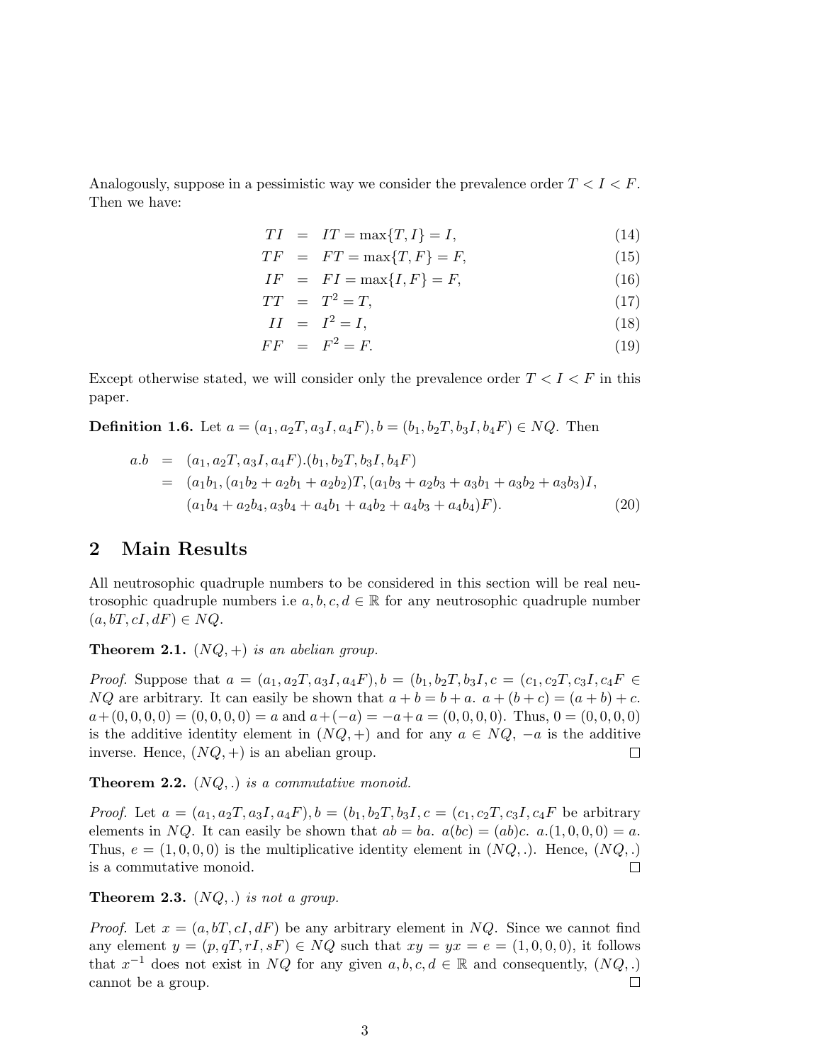Analogously, suppose in a pessimistic way we consider the prevalence order $T < I < F$. Then we have:

$$
\begin{aligned}
TI &= IT = \max\{T, I\} = I, & (14)\\
TF &= FT = \max\{T, F\} = F, & (15)\\
IF &= FI = \max\{I, F\} = F, & (16)\\
TT &= T^2 = T, & (17)\\
II &= I^2 = I, & (18)\\
FF &= F^2 = F. & (19)
\end{aligned}
$$

Except otherwise stated, we will consider only the prevalence order $T < I < F$ in this paper.

**Definition 1.6.** Let $a = (a_1, a_2T, a_3I, a_4F), b = (b_1, b_2T, b_3I, b_4F) \in NQ$. Then

$$
\begin{aligned}
a.b &= (a_1, a_2T, a_3I, a_4F).(b_1, b_2T, b_3I, b_4F)\\
&= (a_1b_1, (a_1b_2 + a_2b_1 + a_2b_2)T, (a_1b_3 + a_2b_3 + a_3b_1 + a_3b_2 + a_3b_3)I,\\
&\quad (a_1b_4 + a_2b_4, a_3b_4 + a_4b_1 + a_4b_2 + a_4b_3 + a_4b_4)F). \qquad (20)
\end{aligned}
$$

## 2 Main Results

All neutrosophic quadruple numbers to be considered in this section will be real neutrosophic quadruple numbers i.e $a, b, c, d \in \mathbb{R}$ for any neutrosophic quadruple number $(a, bT, cI, dF) \in NQ$.

**Theorem 2.1.** *$(NQ, +)$ is an abelian group.*

*Proof.* Suppose that $a = (a_1, a_2T, a_3I, a_4F), b = (b_1, b_2T, b_3I, c = (c_1, c_2T, c_3I, c_4F \in NQ$ are arbitrary. It can easily be shown that $a + b = b + a$. $a + (b + c) = (a + b) + c$. $a + (0, 0, 0, 0) = (0, 0, 0, 0) = a$ and $a + (-a) = -a + a = (0, 0, 0, 0)$. Thus, $0 = (0, 0, 0, 0)$ is the additive identity element in $(NQ, +)$ and for any $a \in NQ$, $-a$ is the additive inverse. Hence, $(NQ, +)$ is an abelian group. □

**Theorem 2.2.** *$(NQ, .)$ is a commutative monoid.*

*Proof.* Let $a = (a_1, a_2T, a_3I, a_4F), b = (b_1, b_2T, b_3I, c = (c_1, c_2T, c_3I, c_4F$ be arbitrary elements in $NQ$. It can easily be shown that $ab = ba$. $a(bc) = (ab)c$. $a.(1, 0, 0, 0) = a$. Thus, $e = (1, 0, 0, 0)$ is the multiplicative identity element in $(NQ, .)$. Hence, $(NQ, .)$ is a commutative monoid. □

**Theorem 2.3.** *$(NQ, .)$ is not a group.*

*Proof.* Let $x = (a, bT, cI, dF)$ be any arbitrary element in $NQ$. Since we cannot find any element $y = (p, qT, rI, sF) \in NQ$ such that $xy = yx = e = (1, 0, 0, 0)$, it follows that $x^{-1}$ does not exist in $NQ$ for any given $a, b, c, d \in \mathbb{R}$ and consequently, $(NQ, .)$ cannot be a group. □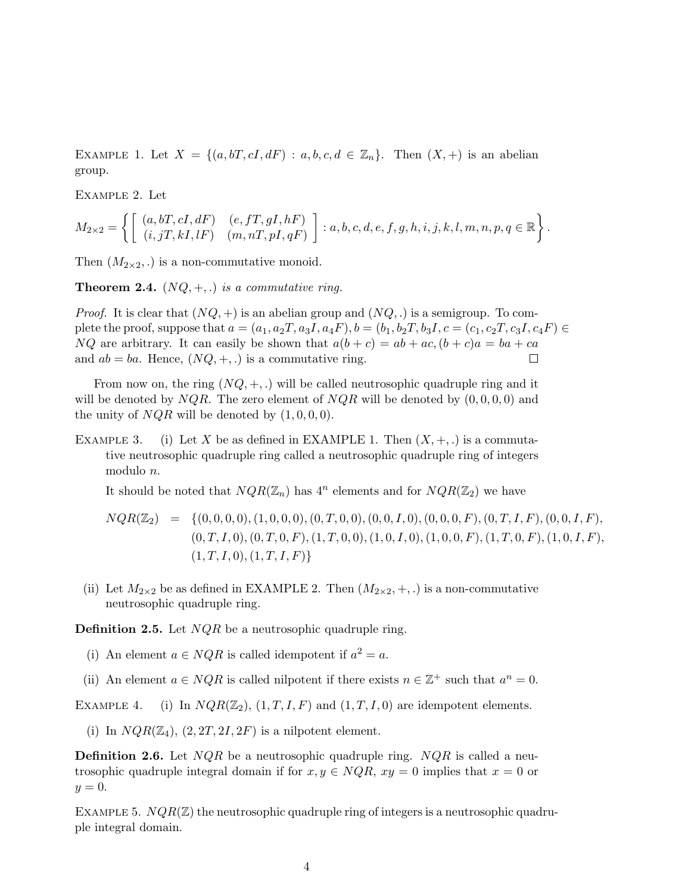Example 1. Let $X = \{(a, bT, cI, dF) : a, b, c, d \in \mathbb{Z}_n\}$. Then $(X, +)$ is an abelian group.

Example 2. Let

$$M_{2\times 2} = \left\{ \begin{bmatrix} (a, bT, cI, dF) & (e, fT, gI, hF) \\ (i, jT, kI, lF) & (m, nT, pI, qF) \end{bmatrix} : a, b, c, d, e, f, g, h, i, j, k, l, m, n, p, q \in \mathbb{R} \right\}.$$

Then $(M_{2\times 2}, .)$ is a non-commutative monoid.

**Theorem 2.4.** *$(NQ, +, .)$ is a commutative ring.*

*Proof.* It is clear that $(NQ, +)$ is an abelian group and $(NQ, .)$ is a semigroup. To complete the proof, suppose that $a = (a_1, a_2T, a_3I, a_4F), b = (b_1, b_2T, b_3I, c = (c_1, c_2T, c_3I, c_4F) \in NQ$ are arbitrary. It can easily be shown that $a(b + c) = ab + ac, (b + c)a = ba + ca$ and $ab = ba$. Hence, $(NQ, +, .)$ is a commutative ring. □

From now on, the ring $(NQ, +, .)$ will be called neutrosophic quadruple ring and it will be denoted by $NQR$. The zero element of $NQR$ will be denoted by $(0, 0, 0, 0)$ and the unity of $NQR$ will be denoted by $(1, 0, 0, 0)$.

Example 3. (i) Let $X$ be as defined in EXAMPLE 1. Then $(X, +, .)$ is a commutative neutrosophic quadruple ring called a neutrosophic quadruple ring of integers modulo $n$.

It should be noted that $NQR(\mathbb{Z}_n)$ has $4^n$ elements and for $NQR(\mathbb{Z}_2)$ we have

$$\begin{aligned} NQR(\mathbb{Z}_2) = \{&(0, 0, 0, 0), (1, 0, 0, 0), (0, T, 0, 0), (0, 0, I, 0), (0, 0, 0, F), (0, T, I, F), (0, 0, I, F), \\ &(0, T, I, 0), (0, T, 0, F), (1, T, 0, 0), (1, 0, I, 0), (1, 0, 0, F), (1, T, 0, F), (1, 0, I, F), \\ &(1, T, I, 0), (1, T, I, F)\} \end{aligned}$$

(ii) Let $M_{2\times 2}$ be as defined in EXAMPLE 2. Then $(M_{2\times 2}, +, .)$ is a non-commutative neutrosophic quadruple ring.

**Definition 2.5.** Let $NQR$ be a neutrosophic quadruple ring.

(i) An element $a \in NQR$ is called idempotent if $a^2 = a$.

(ii) An element $a \in NQR$ is called nilpotent if there exists $n \in \mathbb{Z}^+$ such that $a^n = 0$.

Example 4. (i) In $NQR(\mathbb{Z}_2)$, $(1, T, I, F)$ and $(1, T, I, 0)$ are idempotent elements.

(i) In $NQR(\mathbb{Z}_4)$, $(2, 2T, 2I, 2F)$ is a nilpotent element.

**Definition 2.6.** Let $NQR$ be a neutrosophic quadruple ring. $NQR$ is called a neutrosophic quadruple integral domain if for $x, y \in NQR$, $xy = 0$ implies that $x = 0$ or $y = 0$.

Example 5. $NQR(\mathbb{Z})$ the neutrosophic quadruple ring of integers is a neutrosophic quadruple integral domain.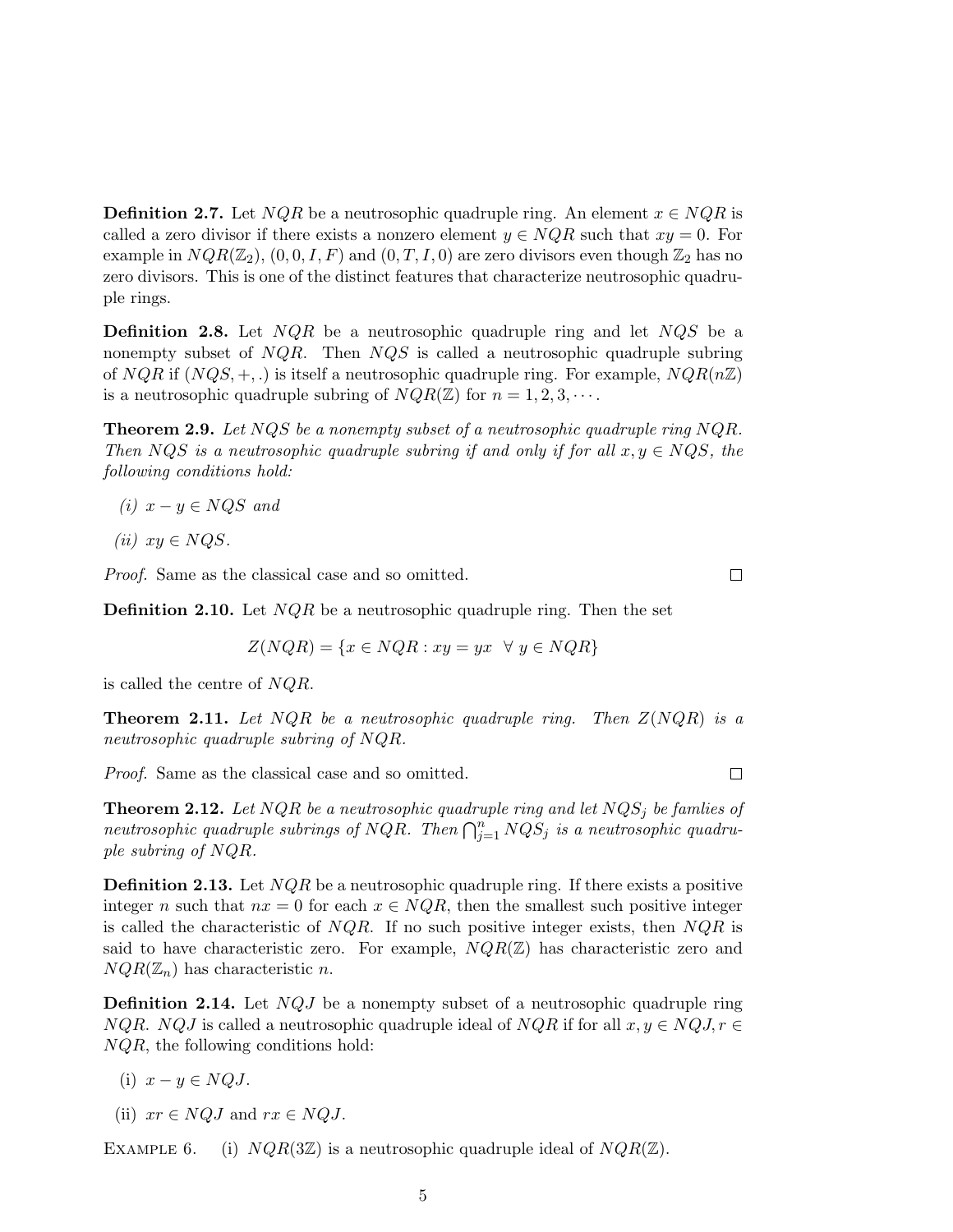**Definition 2.7.** Let $NQR$ be a neutrosophic quadruple ring. An element $x \in NQR$ is called a zero divisor if there exists a nonzero element $y \in NQR$ such that $xy = 0$. For example in $NQR(\mathbb{Z}_2)$, $(0, 0, I, F)$ and $(0, T, I, 0)$ are zero divisors even though $\mathbb{Z}_2$ has no zero divisors. This is one of the distinct features that characterize neutrosophic quadruple rings.

**Definition 2.8.** Let $NQR$ be a neutrosophic quadruple ring and let $NQS$ be a nonempty subset of $NQR$. Then $NQS$ is called a neutrosophic quadruple subring of $NQR$ if $(NQS, +, .)$ is itself a neutrosophic quadruple ring. For example, $NQR(n\mathbb{Z})$ is a neutrosophic quadruple subring of $NQR(\mathbb{Z})$ for $n = 1, 2, 3, \cdots$.

**Theorem 2.9.** *Let $NQS$ be a nonempty subset of a neutrosophic quadruple ring $NQR$. Then $NQS$ is a neutrosophic quadruple subring if and only if for all $x, y \in NQS$, the following conditions hold:*

*(i) $x - y \in NQS$ and*

*(ii) $xy \in NQS$.*

*Proof.* Same as the classical case and so omitted. □

**Definition 2.10.** Let $NQR$ be a neutrosophic quadruple ring. Then the set

$$Z(NQR) = \{x \in NQR : xy = yx \ \ \forall \ y \in NQR\}$$

is called the centre of $NQR$.

**Theorem 2.11.** *Let $NQR$ be a neutrosophic quadruple ring. Then $Z(NQR)$ is a neutrosophic quadruple subring of $NQR$.*

*Proof.* Same as the classical case and so omitted. □

**Theorem 2.12.** *Let $NQR$ be a neutrosophic quadruple ring and let $NQS_j$ be famlies of neutrosophic quadruple subrings of $NQR$. Then $\bigcap_{j=1}^{n} NQS_j$ is a neutrosophic quadruple subring of $NQR$.*

**Definition 2.13.** Let $NQR$ be a neutrosophic quadruple ring. If there exists a positive integer $n$ such that $nx = 0$ for each $x \in NQR$, then the smallest such positive integer is called the characteristic of $NQR$. If no such positive integer exists, then $NQR$ is said to have characteristic zero. For example, $NQR(\mathbb{Z})$ has characteristic zero and $NQR(\mathbb{Z}_n)$ has characteristic $n$.

**Definition 2.14.** Let $NQJ$ be a nonempty subset of a neutrosophic quadruple ring $NQR$. $NQJ$ is called a neutrosophic quadruple ideal of $NQR$ if for all $x, y \in NQJ, r \in NQR$, the following conditions hold:

(i) $x - y \in NQJ$.

(ii) $xr \in NQJ$ and $rx \in NQJ$.

Example 6. (i) $NQR(3\mathbb{Z})$ is a neutrosophic quadruple ideal of $NQR(\mathbb{Z})$.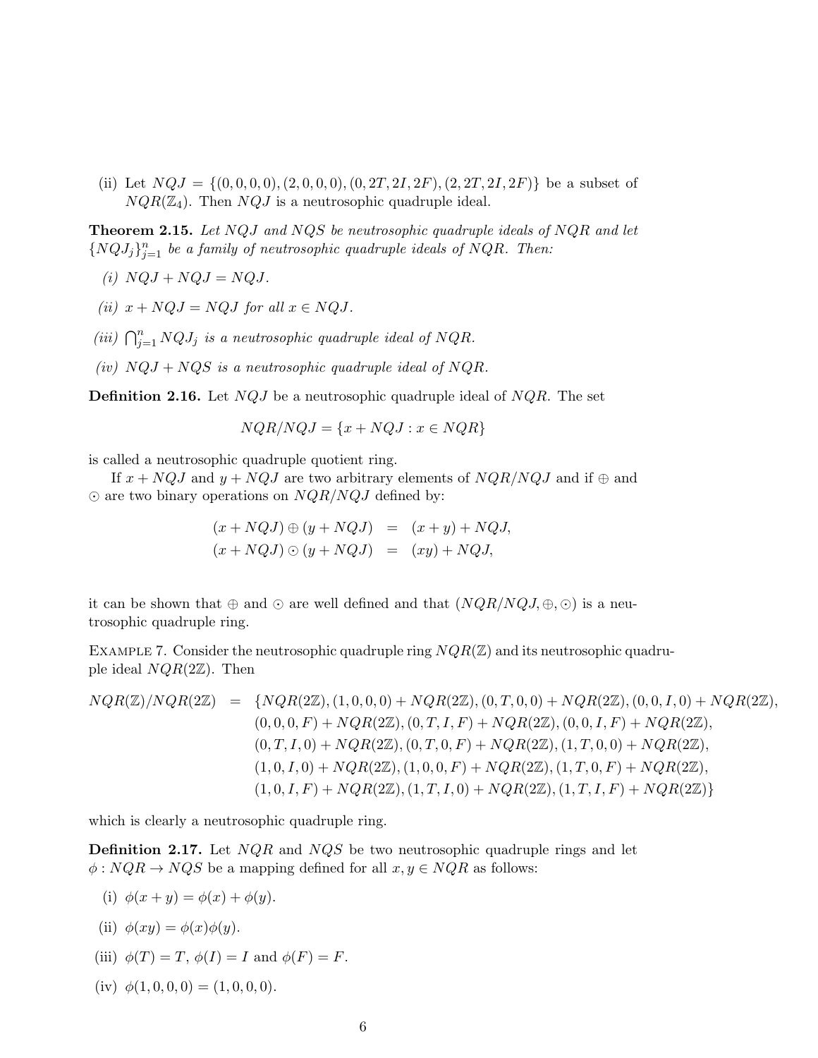(ii) Let $NQJ = \{(0,0,0,0),(2,0,0,0),(0,2T,2I,2F),(2,2T,2I,2F)\}$ be a subset of $NQR(\mathbb{Z}_4)$. Then $NQJ$ is a neutrosophic quadruple ideal.

**Theorem 2.15.** *Let $NQJ$ and $NQS$ be neutrosophic quadruple ideals of $NQR$ and let $\{NQJ_j\}_{j=1}^{n}$ be a family of neutrosophic quadruple ideals of $NQR$. Then:*

*(i) $NQJ + NQJ = NQJ$.*

*(ii) $x + NQJ = NQJ$ for all $x \in NQJ$.*

*(iii) $\bigcap_{j=1}^{n} NQJ_j$ is a neutrosophic quadruple ideal of $NQR$.*

*(iv) $NQJ + NQS$ is a neutrosophic quadruple ideal of $NQR$.*

**Definition 2.16.** Let $NQJ$ be a neutrosophic quadruple ideal of $NQR$. The set

$$NQR/NQJ = \{x + NQJ : x \in NQR\}$$

is called a neutrosophic quadruple quotient ring.

If $x + NQJ$ and $y + NQJ$ are two arbitrary elements of $NQR/NQJ$ and if $\oplus$ and $\odot$ are two binary operations on $NQR/NQJ$ defined by:

$$\begin{aligned}(x + NQJ) \oplus (y + NQJ) &= (x + y) + NQJ,\\ (x + NQJ) \odot (y + NQJ) &= (xy) + NQJ,\end{aligned}$$

it can be shown that $\oplus$ and $\odot$ are well defined and that $(NQR/NQJ, \oplus, \odot)$ is a neutrosophic quadruple ring.

Example 7. Consider the neutrosophic quadruple ring $NQR(\mathbb{Z})$ and its neutrosophic quadruple ideal $NQR(2\mathbb{Z})$. Then

$$\begin{aligned}NQR(\mathbb{Z})/NQR(2\mathbb{Z}) = \{&NQR(2\mathbb{Z}), (1,0,0,0) + NQR(2\mathbb{Z}), (0,T,0,0) + NQR(2\mathbb{Z}), (0,0,I,0) + NQR(2\mathbb{Z}),\\ &(0,0,0,F) + NQR(2\mathbb{Z}), (0,T,I,F) + NQR(2\mathbb{Z}), (0,0,I,F) + NQR(2\mathbb{Z}),\\ &(0,T,I,0) + NQR(2\mathbb{Z}), (0,T,0,F) + NQR(2\mathbb{Z}), (1,T,0,0) + NQR(2\mathbb{Z}),\\ &(1,0,I,0) + NQR(2\mathbb{Z}), (1,0,0,F) + NQR(2\mathbb{Z}), (1,T,0,F) + NQR(2\mathbb{Z}),\\ &(1,0,I,F) + NQR(2\mathbb{Z}), (1,T,I,0) + NQR(2\mathbb{Z}), (1,T,I,F) + NQR(2\mathbb{Z})\}\end{aligned}$$

which is clearly a neutrosophic quadruple ring.

**Definition 2.17.** Let $NQR$ and $NQS$ be two neutrosophic quadruple rings and let $\phi : NQR \to NQS$ be a mapping defined for all $x, y \in NQR$ as follows:

(i) $\phi(x + y) = \phi(x) + \phi(y)$.

(ii) $\phi(xy) = \phi(x)\phi(y)$.

(iii) $\phi(T) = T$, $\phi(I) = I$ and $\phi(F) = F$.

(iv) $\phi(1,0,0,0) = (1,0,0,0)$.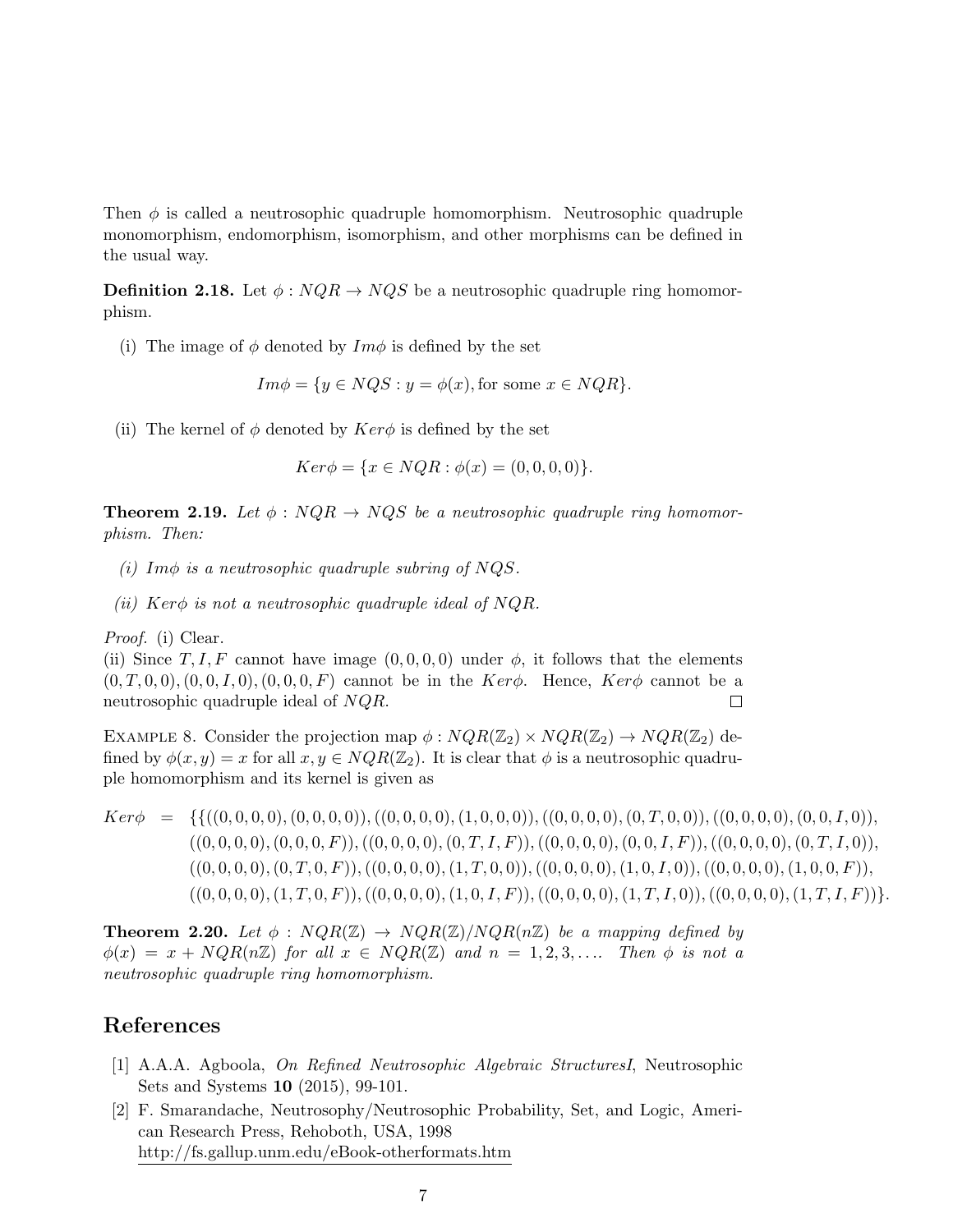Then $\phi$ is called a neutrosophic quadruple homomorphism. Neutrosophic quadruple monomorphism, endomorphism, isomorphism, and other morphisms can be defined in the usual way.

**Definition 2.18.** Let $\phi : NQR \rightarrow NQS$ be a neutrosophic quadruple ring homomorphism.

(i) The image of $\phi$ denoted by $Im\phi$ is defined by the set

$$Im\phi = \{y \in NQS : y = \phi(x), \text{for some } x \in NQR\}.$$

(ii) The kernel of $\phi$ denoted by $Ker\phi$ is defined by the set

$$Ker\phi = \{x \in NQR : \phi(x) = (0, 0, 0, 0)\}.$$

**Theorem 2.19.** *Let $\phi : NQR \rightarrow NQS$ be a neutrosophic quadruple ring homomorphism. Then:*

*(i) $Im\phi$ is a neutrosophic quadruple subring of $NQS$.*

*(ii) $Ker\phi$ is not a neutrosophic quadruple ideal of $NQR$.*

*Proof.* (i) Clear.
(ii) Since $T, I, F$ cannot have image $(0, 0, 0, 0)$ under $\phi$, it follows that the elements $(0, T, 0, 0), (0, 0, I, 0), (0, 0, 0, F)$ cannot be in the $Ker\phi$. Hence, $Ker\phi$ cannot be a neutrosophic quadruple ideal of $NQR$. □

Example 8. Consider the projection map $\phi : NQR(\mathbb{Z}_2) \times NQR(\mathbb{Z}_2) \rightarrow NQR(\mathbb{Z}_2)$ defined by $\phi(x, y) = x$ for all $x, y \in NQR(\mathbb{Z}_2)$. It is clear that $\phi$ is a neutrosophic quadruple homomorphism and its kernel is given as

$$\begin{aligned} Ker\phi \;=\; \{&\{((0,0,0,0),(0,0,0,0)),((0,0,0,0),(1,0,0,0)),((0,0,0,0),(0,T,0,0)),((0,0,0,0),(0,0,I,0)),\\ &((0,0,0,0),(0,0,0,F)),((0,0,0,0),(0,T,I,F)),((0,0,0,0),(0,0,I,F)),((0,0,0,0),(0,T,I,0)),\\ &((0,0,0,0),(0,T,0,F)),((0,0,0,0),(1,T,0,0)),((0,0,0,0),(1,0,I,0)),((0,0,0,0),(1,0,0,F)),\\ &((0,0,0,0),(1,T,0,F)),((0,0,0,0),(1,0,I,F)),((0,0,0,0),(1,T,I,0)),((0,0,0,0),(1,T,I,F))\}. \end{aligned}$$

**Theorem 2.20.** *Let $\phi : NQR(\mathbb{Z}) \rightarrow NQR(\mathbb{Z})/NQR(n\mathbb{Z})$ be a mapping defined by $\phi(x) = x + NQR(n\mathbb{Z})$ for all $x \in NQR(\mathbb{Z})$ and $n = 1, 2, 3, \ldots$. Then $\phi$ is not a neutrosophic quadruple ring homomorphism.*

## References

[1] A.A.A. Agboola, *On Refined Neutrosophic Algebraic StructuresI*, Neutrosophic Sets and Systems **10** (2015), 99-101.

[2] F. Smarandache, Neutrosophy/Neutrosophic Probability, Set, and Logic, American Research Press, Rehoboth, USA, 1998
http://fs.gallup.unm.edu/eBook-otherformats.htm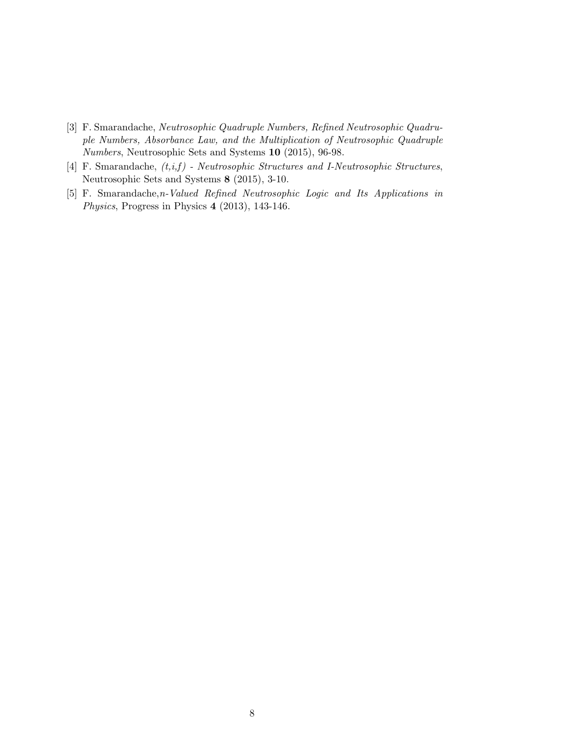[3] F. Smarandache, *Neutrosophic Quadruple Numbers, Refined Neutrosophic Quadruple Numbers, Absorbance Law, and the Multiplication of Neutrosophic Quadruple Numbers*, Neutrosophic Sets and Systems **10** (2015), 96-98.

[4] F. Smarandache, *(t,i,f) - Neutrosophic Structures and I-Neutrosophic Structures*, Neutrosophic Sets and Systems **8** (2015), 3-10.

[5] F. Smarandache,*n-Valued Refined Neutrosophic Logic and Its Applications in Physics*, Progress in Physics **4** (2013), 143-146.